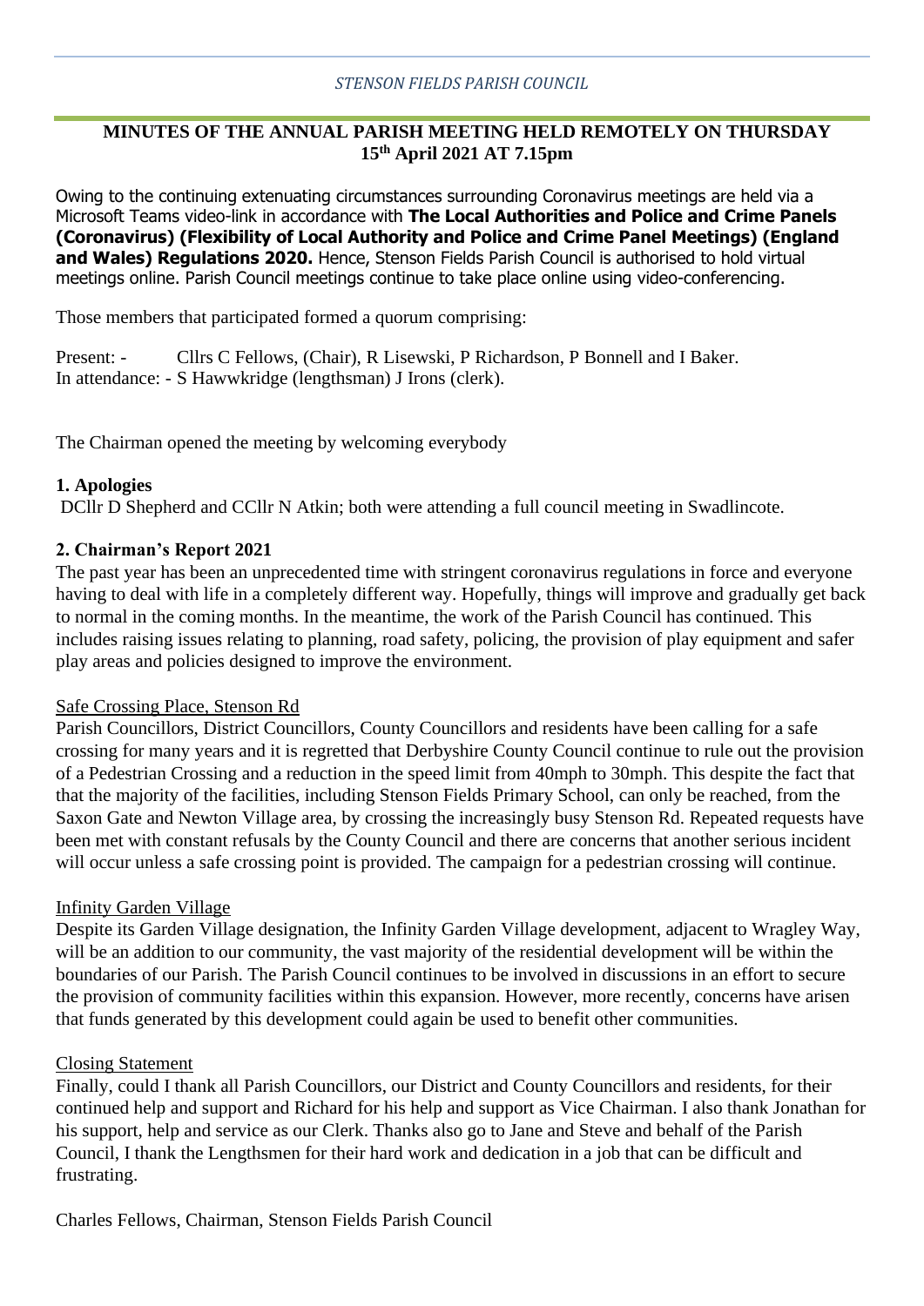*STENSON FIELDS PARISH COUNCIL*

# MINUTES OF THE ANNUAL PARISH MEETING HELD REMOTELY ON THURSDAY 15th April 2021 AT 7.15pm

Owing to the continuing extenuating circumstances surrounding Coronavirus meetings are held via a Microsoft Teams video-link in accordance with **The Local Authorities and Police and Crime Panels (Coronavirus) (Flexibility of Local Authority and Police and Crime Panel Meetings) (England and Wales) Regulations 2020.** Hence, Stenson Fields Parish Council is authorised to hold virtual meetings online. Parish Council meetings continue to take place online using video-conferencing.

Those members that participated formed a quorum comprising:

Present: - Cllrs C Fellows, (Chair), R Lisewski, P Richardson, P Bonnell and I Baker.
In attendance: - S Hawwkridge (lengthsman) J Irons (clerk).

The Chairman opened the meeting by welcoming everybody

## 1. Apologies

DCllr D Shepherd and CCllr N Atkin; both were attending a full council meeting in Swadlincote.

## 2. Chairman's Report 2021

The past year has been an unprecedented time with stringent coronavirus regulations in force and everyone having to deal with life in a completely different way. Hopefully, things will improve and gradually get back to normal in the coming months. In the meantime, the work of the Parish Council has continued. This includes raising issues relating to planning, road safety, policing, the provision of play equipment and safer play areas and policies designed to improve the environment.

Safe Crossing Place, Stenson Rd

Parish Councillors, District Councillors, County Councillors and residents have been calling for a safe crossing for many years and it is regretted that Derbyshire County Council continue to rule out the provision of a Pedestrian Crossing and a reduction in the speed limit from 40mph to 30mph. This despite the fact that that the majority of the facilities, including Stenson Fields Primary School, can only be reached, from the Saxon Gate and Newton Village area, by crossing the increasingly busy Stenson Rd. Repeated requests have been met with constant refusals by the County Council and there are concerns that another serious incident will occur unless a safe crossing point is provided. The campaign for a pedestrian crossing will continue.

Infinity Garden Village

Despite its Garden Village designation, the Infinity Garden Village development, adjacent to Wragley Way, will be an addition to our community, the vast majority of the residential development will be within the boundaries of our Parish. The Parish Council continues to be involved in discussions in an effort to secure the provision of community facilities within this expansion. However, more recently, concerns have arisen that funds generated by this development could again be used to benefit other communities.

Closing Statement

Finally, could I thank all Parish Councillors, our District and County Councillors and residents, for their continued help and support and Richard for his help and support as Vice Chairman. I also thank Jonathan for his support, help and service as our Clerk. Thanks also go to Jane and Steve and behalf of the Parish Council, I thank the Lengthsmen for their hard work and dedication in a job that can be difficult and frustrating.

Charles Fellows, Chairman, Stenson Fields Parish Council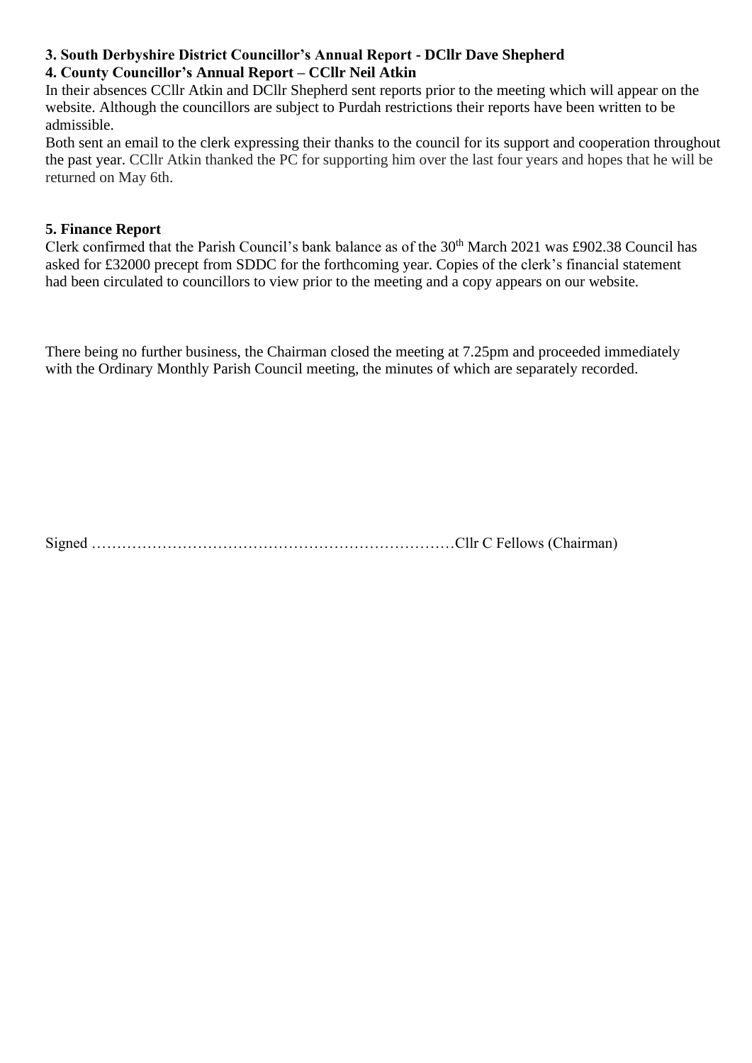**3. South Derbyshire District Councillor's Annual Report - DCllr Dave Shepherd**

**4. County Councillor's Annual Report – CCllr Neil Atkin**

In their absences CCllr Atkin and DCllr Shepherd sent reports prior to the meeting which will appear on the website. Although the councillors are subject to Purdah restrictions their reports have been written to be admissible.

Both sent an email to the clerk expressing their thanks to the council for its support and cooperation throughout the past year. CCllr Atkin thanked the PC for supporting him over the last four years and hopes that he will be returned on May 6th.

**5. Finance Report**

Clerk confirmed that the Parish Council's bank balance as of the 30th March 2021 was £902.38 Council has asked for £32000 precept from SDDC for the forthcoming year. Copies of the clerk's financial statement had been circulated to councillors to view prior to the meeting and a copy appears on our website.

There being no further business, the Chairman closed the meeting at 7.25pm and proceeded immediately with the Ordinary Monthly Parish Council meeting, the minutes of which are separately recorded.

Signed ………………………………………………………………Cllr C Fellows (Chairman)